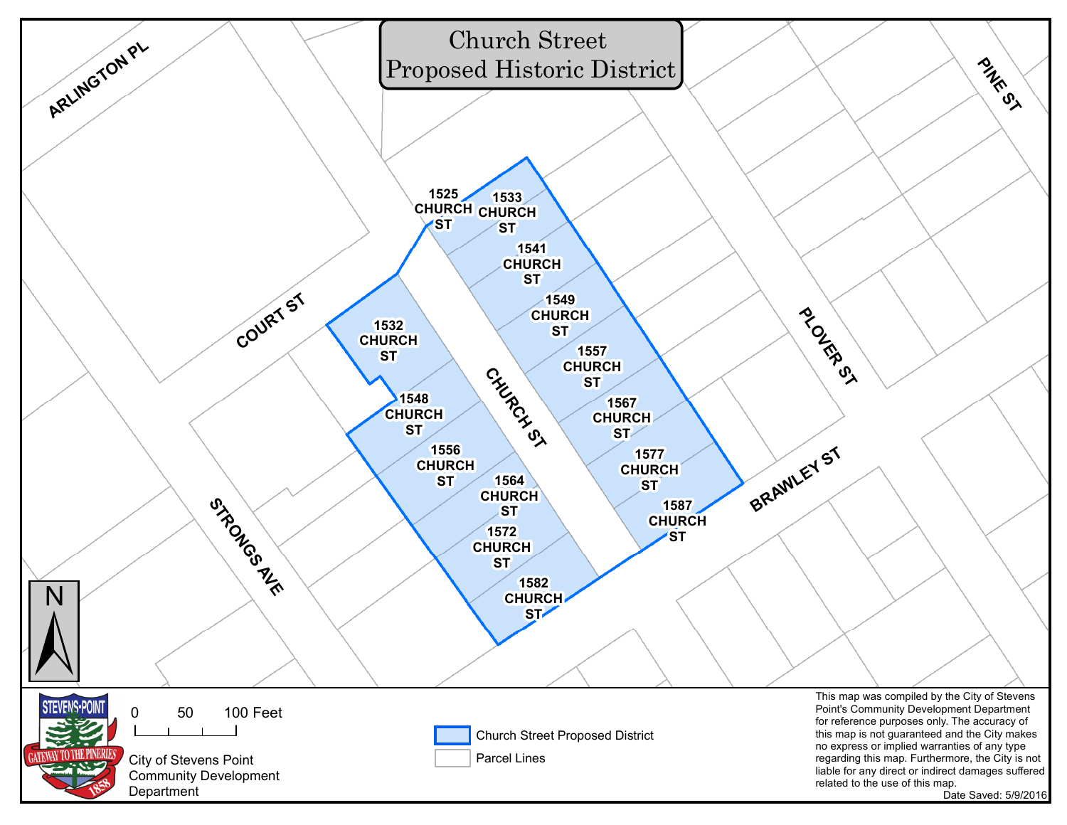# Church Street Proposed Historic District

ARLINGTON PL

PINE ST

COURT ST

PLOVER ST

CHURCH ST

BRAWLEY ST

STRONGS AVE

1525 CHURCH ST

1533 CHURCH ST

1541 CHURCH ST

1549 CHURCH ST

1557 CHURCH ST

1567 CHURCH ST

1577 CHURCH ST

1587 CHURCH ST

1532 CHURCH ST

1548 CHURCH ST

1556 CHURCH ST

1564 CHURCH ST

1572 CHURCH ST

1582 CHURCH ST

N

0 50 100 Feet

City of Stevens Point Community Development Department

Church Street Proposed District

Parcel Lines

This map was compiled by the City of Stevens Point's Community Development Department for reference purposes only. The accuracy of this map is not guaranteed and the City makes no express or implied warranties of any type regarding this map. Furthermore, the City is not liable for any direct or indirect damages suffered related to the use of this map.

Date Saved: 5/9/2016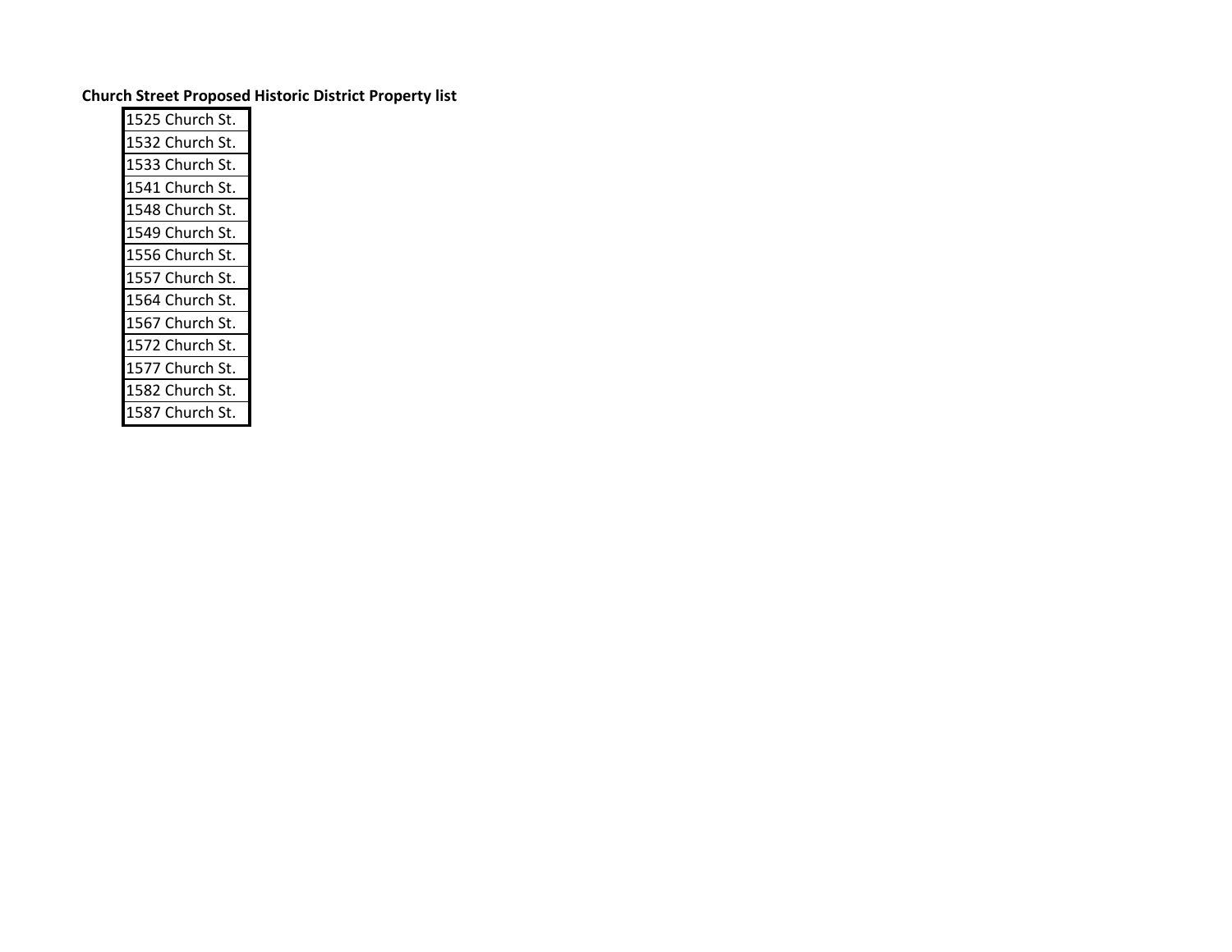**Church Street Proposed Historic District Property list**

| |
|---|
| 1525 Church St. |
| 1532 Church St. |
| 1533 Church St. |
| 1541 Church St. |
| 1548 Church St. |
| 1549 Church St. |
| 1556 Church St. |
| 1557 Church St. |
| 1564 Church St. |
| 1567 Church St. |
| 1572 Church St. |
| 1577 Church St. |
| 1582 Church St. |
| 1587 Church St. |